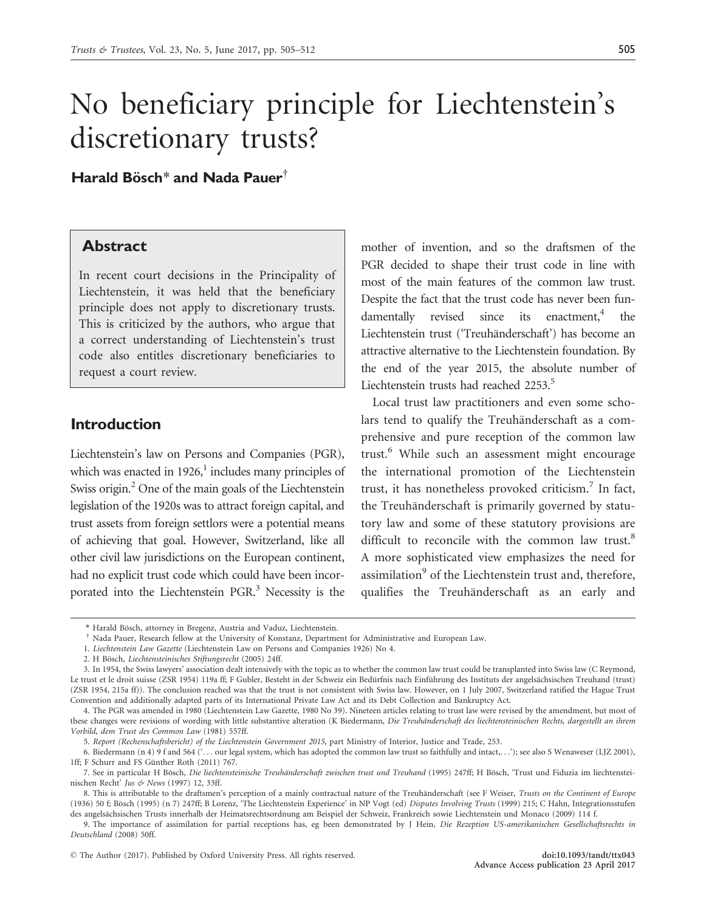# No beneficiary principle for Liechtenstein's discretionary trusts?

**Harald Bösch\* and Nada Pauer†**

## Abstract

In recent court decisions in the Principality of Liechtenstein, it was held that the beneficiary principle does not apply to discretionary trusts. This is criticized by the authors, who argue that a correct understanding of Liechtenstein's trust code also entitles discretionary beneficiaries to request a court review.

## Introduction

Liechtenstein's law on Persons and Companies (PGR), which was enacted in 1926,[1] includes many principles of Swiss origin.[2] One of the main goals of the Liechtenstein legislation of the 1920s was to attract foreign capital, and trust assets from foreign settlors were a potential means of achieving that goal. However, Switzerland, like all other civil law jurisdictions on the European continent, had no explicit trust code which could have been incorporated into the Liechtenstein PGR.[3] Necessity is the mother of invention, and so the draftsmen of the PGR decided to shape their trust code in line with most of the main features of the common law trust. Despite the fact that the trust code has never been fundamentally revised since its enactment,[4] the Liechtenstein trust ('Treuhänderschaft') has become an attractive alternative to the Liechtenstein foundation. By the end of the year 2015, the absolute number of Liechtenstein trusts had reached 2253.[5]

Local trust law practitioners and even some scholars tend to qualify the Treuhänderschaft as a comprehensive and pure reception of the common law trust.[6] While such an assessment might encourage the international promotion of the Liechtenstein trust, it has nonetheless provoked criticism.[7] In fact, the Treuhänderschaft is primarily governed by statutory law and some of these statutory provisions are difficult to reconcile with the common law trust.[8] A more sophisticated view emphasizes the need for assimilation[9] of the Liechtenstein trust and, therefore, qualifies the Treuhänderschaft as an early and

---

\* Harald Bösch, attorney in Bregenz, Austria and Vaduz, Liechtenstein.

† Nada Pauer, Research fellow at the University of Konstanz, Department for Administrative and European Law.

1. *Liechtenstein Law Gazette* (Liechtenstein Law on Persons and Companies 1926) No 4.

2. H Bösch, *Liechtensteinisches Stiftungsrecht* (2005) 24ff.

3. In 1954, the Swiss lawyers' association dealt intensively with the topic as to whether the common law trust could be transplanted into Swiss law (C Reymond, Le trust et le droit suisse (ZSR 1954) 119a ff; F Gubler, Besteht in der Schweiz ein Bedürfnis nach Einführung des Instituts der angelsächsischen Treuhand (trust) (ZSR 1954, 215a ff)). The conclusion reached was that the trust is not consistent with Swiss law. However, on 1 July 2007, Switzerland ratified the Hague Trust Convention and additionally adapted parts of its International Private Law Act and its Debt Collection and Bankruptcy Act.

4. The PGR was amended in 1980 (Liechtenstein Law Gazette, 1980 No 39). Nineteen articles relating to trust law were revised by the amendment, but most of these changes were revisions of wording with little substantive alteration (K Biedermann, *Die Treuhänderschaft des liechtensteinischen Rechts, dargestellt an ihrem Vorbild, dem Trust des Common Law* (1981) 557ff.

5. *Report (Rechenschaftsbericht) of the Liechtenstein Government 2015*, part Ministry of Interior, Justice and Trade, 253.

6. Biedermann (n 4) 9 f and 564 ('... our legal system, which has adopted the common law trust so faithfully and intact,...'); see also S Wenaweser (LJZ 2001), 1ff; F Schurr and FS Günther Roth (2011) 767.

7. See in particular H Bösch, *Die liechtensteinische Treuhänderschaft zwischen trust und Treuhand* (1995) 247ff; H Bösch, 'Trust und Fiduzia im liechtensteinischen Recht' *Jus & News* (1997) 12, 33ff.

8. This is attributable to the draftsmen's perception of a mainly contractual nature of the Treuhänderschaft (see F Weiser, *Trusts on the Continent of Europe* (1936) 50 f; Bösch (1995) (n 7) 247ff; B Lorenz, 'The Liechtenstein Experience' in NP Vogt (ed) *Disputes Involving Trusts* (1999) 215; C Hahn, Integrationsstufen des angelsächsischen Trusts innerhalb der Heimatsrechtsordnung am Beispiel der Schweiz, Frankreich sowie Liechtenstein und Monaco (2009) 114 f.

9. The importance of assimilation for partial receptions has, eg been demonstrated by J Hein, *Die Rezeption US-amerikanischen Gesellschaftsrechts in Deutschland* (2008) 50ff.

© The Author (2017). Published by Oxford University Press. All rights reserved.

doi:10.1093/tandt/ttx043
Advance Access publication 23 April 2017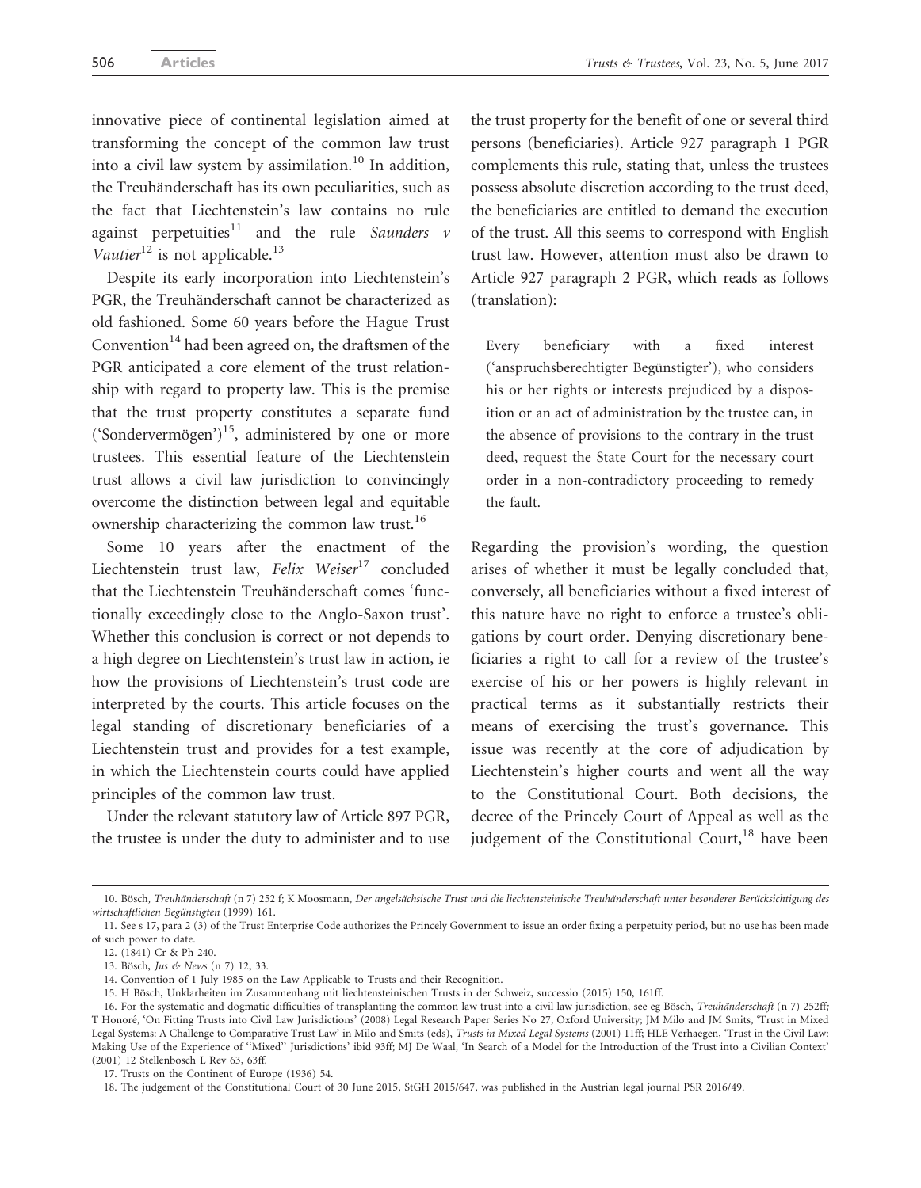innovative piece of continental legislation aimed at transforming the concept of the common law trust into a civil law system by assimilation.[10] In addition, the Treuhänderschaft has its own peculiarities, such as the fact that Liechtenstein's law contains no rule against perpetuities[11] and the rule *Saunders v Vautier*[12] is not applicable.[13]

Despite its early incorporation into Liechtenstein's PGR, the Treuhänderschaft cannot be characterized as old fashioned. Some 60 years before the Hague Trust Convention[14] had been agreed on, the draftsmen of the PGR anticipated a core element of the trust relationship with regard to property law. This is the premise that the trust property constitutes a separate fund ('Sondervermögen')[15], administered by one or more trustees. This essential feature of the Liechtenstein trust allows a civil law jurisdiction to convincingly overcome the distinction between legal and equitable ownership characterizing the common law trust.[16]

Some 10 years after the enactment of the Liechtenstein trust law, *Felix Weiser*[17] concluded that the Liechtenstein Treuhänderschaft comes 'functionally exceedingly close to the Anglo-Saxon trust'. Whether this conclusion is correct or not depends to a high degree on Liechtenstein's trust law in action, ie how the provisions of Liechtenstein's trust code are interpreted by the courts. This article focuses on the legal standing of discretionary beneficiaries of a Liechtenstein trust and provides for a test example, in which the Liechtenstein courts could have applied principles of the common law trust.

Under the relevant statutory law of Article 897 PGR, the trustee is under the duty to administer and to use the trust property for the benefit of one or several third persons (beneficiaries). Article 927 paragraph 1 PGR complements this rule, stating that, unless the trustees possess absolute discretion according to the trust deed, the beneficiaries are entitled to demand the execution of the trust. All this seems to correspond with English trust law. However, attention must also be drawn to Article 927 paragraph 2 PGR, which reads as follows (translation):

> Every beneficiary with a fixed interest ('anspruchsberechtigter Begünstigter'), who considers his or her rights or interests prejudiced by a disposition or an act of administration by the trustee can, in the absence of provisions to the contrary in the trust deed, request the State Court for the necessary court order in a non-contradictory proceeding to remedy the fault.

Regarding the provision's wording, the question arises of whether it must be legally concluded that, conversely, all beneficiaries without a fixed interest of this nature have no right to enforce a trustee's obligations by court order. Denying discretionary beneficiaries a right to call for a review of the trustee's exercise of his or her powers is highly relevant in practical terms as it substantially restricts their means of exercising the trust's governance. This issue was recently at the core of adjudication by Liechtenstein's higher courts and went all the way to the Constitutional Court. Both decisions, the decree of the Princely Court of Appeal as well as the judgement of the Constitutional Court,[18] have been

---

10. Bösch, *Treuhänderschaft* (n 7) 252 f; K Moosmann, *Der angelsächsische Trust und die liechtensteinische Treuhänderschaft unter besonderer Berücksichtigung des wirtschaftlichen Begünstigten* (1999) 161.

11. See s 17, para 2 (3) of the Trust Enterprise Code authorizes the Princely Government to issue an order fixing a perpetuity period, but no use has been made of such power to date.

12. (1841) Cr & Ph 240.

13. Bösch, *Jus & News* (n 7) 12, 33.

14. Convention of 1 July 1985 on the Law Applicable to Trusts and their Recognition.

15. H Bösch, Unklarheiten im Zusammenhang mit liechtensteinischen Trusts in der Schweiz, successio (2015) 150, 161ff.

16. For the systematic and dogmatic difficulties of transplanting the common law trust into a civil law jurisdiction, see eg Bösch, *Treuhänderschaft* (n 7) 252ff; T Honoré, 'On Fitting Trusts into Civil Law Jurisdictions' (2008) Legal Research Paper Series No 27, Oxford University; JM Milo and JM Smits, 'Trust in Mixed Legal Systems: A Challenge to Comparative Trust Law' in Milo and Smits (eds), *Trusts in Mixed Legal Systems* (2001) 11ff; HLE Verhaegen, 'Trust in the Civil Law: Making Use of the Experience of "Mixed" Jurisdictions' ibid 93ff; MJ De Waal, 'In Search of a Model for the Introduction of the Trust into a Civilian Context' (2001) 12 Stellenbosch L Rev 63, 63ff.

17. Trusts on the Continent of Europe (1936) 54.

18. The judgement of the Constitutional Court of 30 June 2015, StGH 2015/647, was published in the Austrian legal journal PSR 2016/49.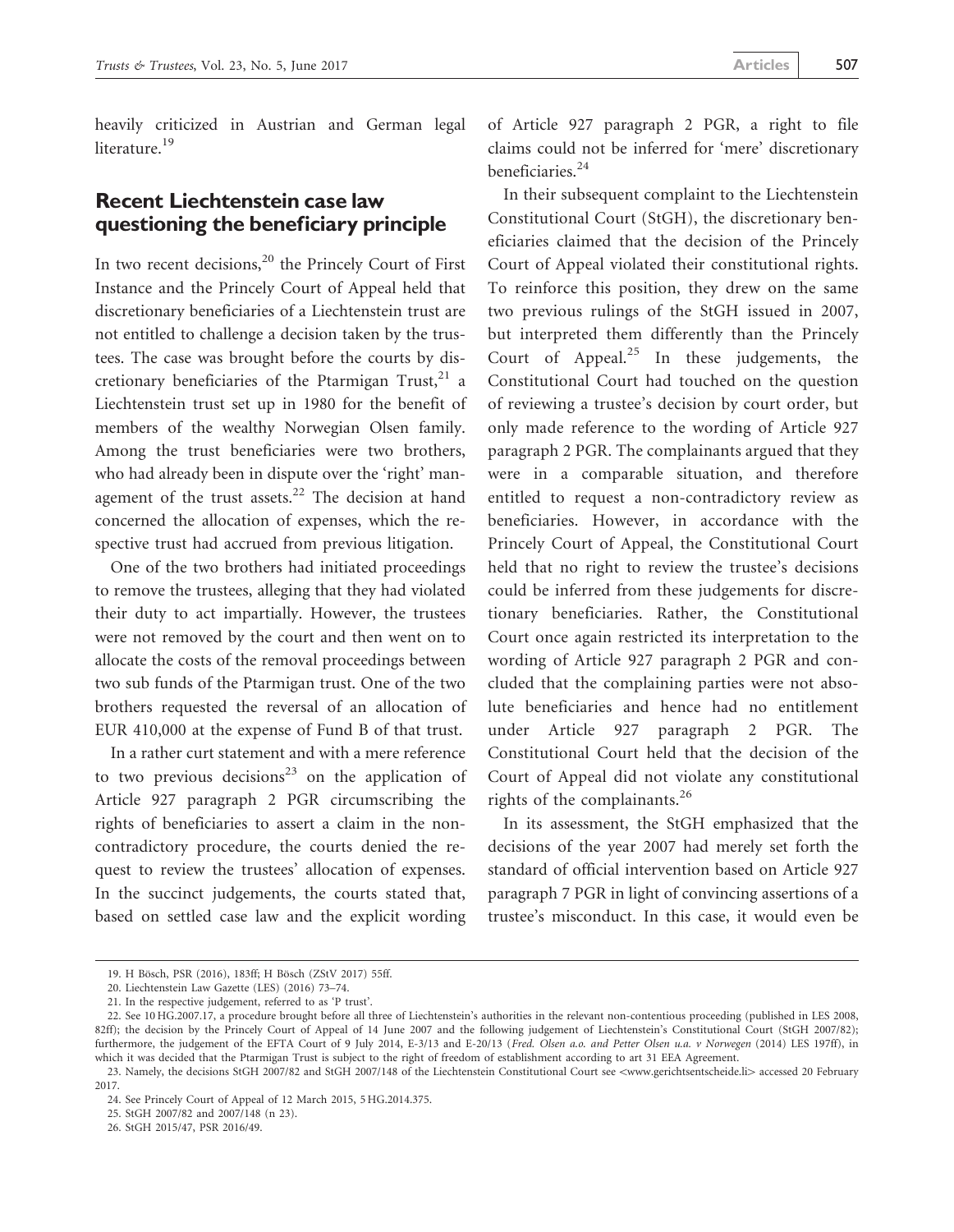heavily criticized in Austrian and German legal literature.[19]

## Recent Liechtenstein case law questioning the beneficiary principle

In two recent decisions,[20] the Princely Court of First Instance and the Princely Court of Appeal held that discretionary beneficiaries of a Liechtenstein trust are not entitled to challenge a decision taken by the trustees. The case was brought before the courts by discretionary beneficiaries of the Ptarmigan Trust,[21] a Liechtenstein trust set up in 1980 for the benefit of members of the wealthy Norwegian Olsen family. Among the trust beneficiaries were two brothers, who had already been in dispute over the 'right' management of the trust assets.[22] The decision at hand concerned the allocation of expenses, which the respective trust had accrued from previous litigation.

One of the two brothers had initiated proceedings to remove the trustees, alleging that they had violated their duty to act impartially. However, the trustees were not removed by the court and then went on to allocate the costs of the removal proceedings between two sub funds of the Ptarmigan trust. One of the two brothers requested the reversal of an allocation of EUR 410,000 at the expense of Fund B of that trust.

In a rather curt statement and with a mere reference to two previous decisions[23] on the application of Article 927 paragraph 2 PGR circumscribing the rights of beneficiaries to assert a claim in the non-contradictory procedure, the courts denied the request to review the trustees' allocation of expenses. In the succinct judgements, the courts stated that, based on settled case law and the explicit wording of Article 927 paragraph 2 PGR, a right to file claims could not be inferred for 'mere' discretionary beneficiaries.[24]

In their subsequent complaint to the Liechtenstein Constitutional Court (StGH), the discretionary beneficiaries claimed that the decision of the Princely Court of Appeal violated their constitutional rights. To reinforce this position, they drew on the same two previous rulings of the StGH issued in 2007, but interpreted them differently than the Princely Court of Appeal.[25] In these judgements, the Constitutional Court had touched on the question of reviewing a trustee's decision by court order, but only made reference to the wording of Article 927 paragraph 2 PGR. The complainants argued that they were in a comparable situation, and therefore entitled to request a non-contradictory review as beneficiaries. However, in accordance with the Princely Court of Appeal, the Constitutional Court held that no right to review the trustee's decisions could be inferred from these judgements for discretionary beneficiaries. Rather, the Constitutional Court once again restricted its interpretation to the wording of Article 927 paragraph 2 PGR and concluded that the complaining parties were not absolute beneficiaries and hence had no entitlement under Article 927 paragraph 2 PGR. The Constitutional Court held that the decision of the Court of Appeal did not violate any constitutional rights of the complainants.[26]

In its assessment, the StGH emphasized that the decisions of the year 2007 had merely set forth the standard of official intervention based on Article 927 paragraph 7 PGR in light of convincing assertions of a trustee's misconduct. In this case, it would even be

19. H Bösch, PSR (2016), 183ff; H Bösch (ZStV 2017) 55ff.

20. Liechtenstein Law Gazette (LES) (2016) 73–74.

21. In the respective judgement, referred to as 'P trust'.

22. See 10 HG.2007.17, a procedure brought before all three of Liechtenstein's authorities in the relevant non-contentious proceeding (published in LES 2008, 82ff); the decision by the Princely Court of Appeal of 14 June 2007 and the following judgement of Liechtenstein's Constitutional Court (StGH 2007/82); furthermore, the judgement of the EFTA Court of 9 July 2014, E-3/13 and E-20/13 (*Fred. Olsen a.o. and Petter Olsen u.a. v Norwegen* (2014) LES 197ff), in which it was decided that the Ptarmigan Trust is subject to the right of freedom of establishment according to art 31 EEA Agreement.

23. Namely, the decisions StGH 2007/82 and StGH 2007/148 of the Liechtenstein Constitutional Court see <www.gerichtsentscheide.li> accessed 20 February 2017.

24. See Princely Court of Appeal of 12 March 2015, 5 HG.2014.375.

25. StGH 2007/82 and 2007/148 (n 23).

26. StGH 2015/47, PSR 2016/49.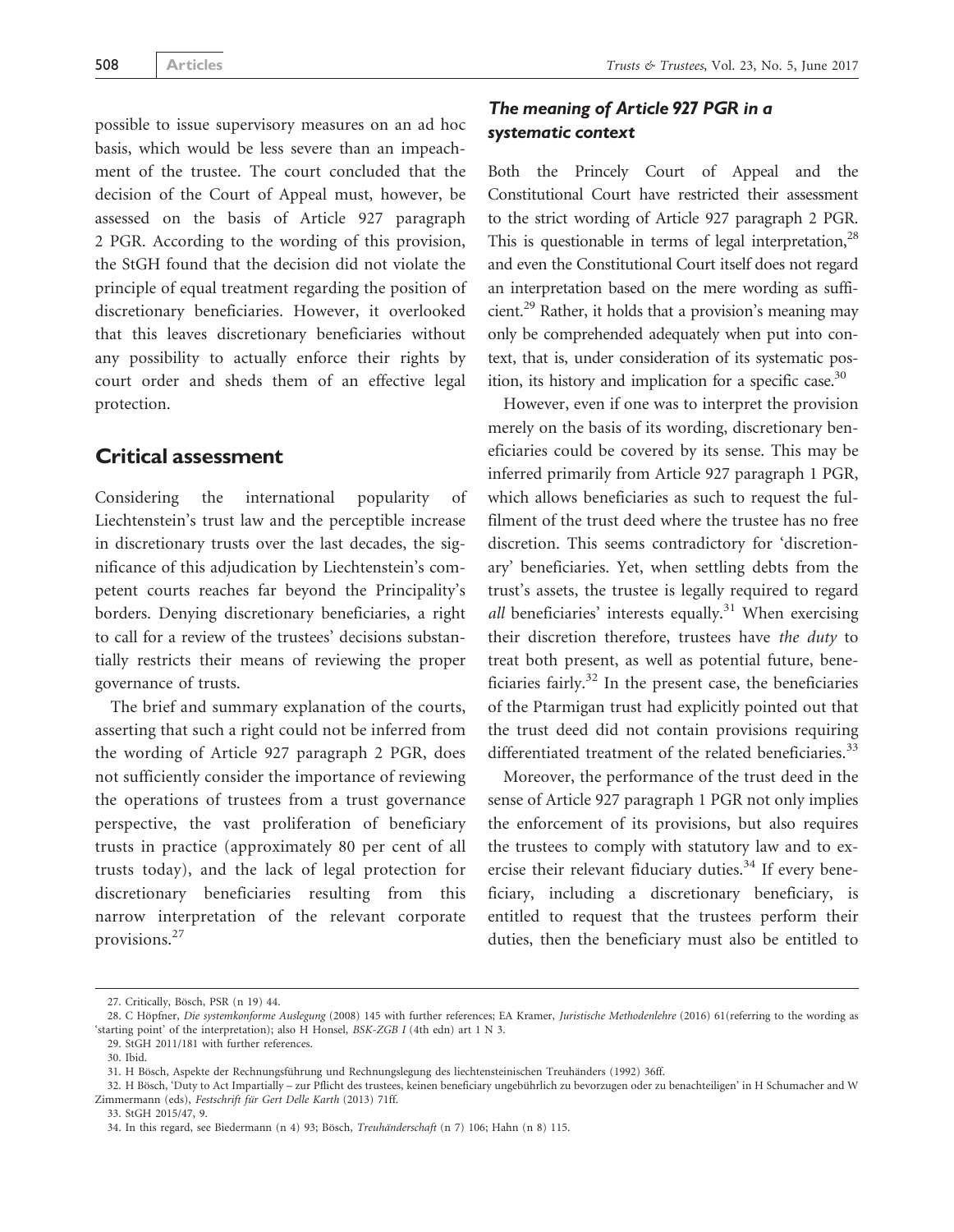possible to issue supervisory measures on an ad hoc basis, which would be less severe than an impeachment of the trustee. The court concluded that the decision of the Court of Appeal must, however, be assessed on the basis of Article 927 paragraph 2 PGR. According to the wording of this provision, the StGH found that the decision did not violate the principle of equal treatment regarding the position of discretionary beneficiaries. However, it overlooked that this leaves discretionary beneficiaries without any possibility to actually enforce their rights by court order and sheds them of an effective legal protection.

## Critical assessment

Considering the international popularity of Liechtenstein's trust law and the perceptible increase in discretionary trusts over the last decades, the significance of this adjudication by Liechtenstein's competent courts reaches far beyond the Principality's borders. Denying discretionary beneficiaries, a right to call for a review of the trustees' decisions substantially restricts their means of reviewing the proper governance of trusts.

The brief and summary explanation of the courts, asserting that such a right could not be inferred from the wording of Article 927 paragraph 2 PGR, does not sufficiently consider the importance of reviewing the operations of trustees from a trust governance perspective, the vast proliferation of beneficiary trusts in practice (approximately 80 per cent of all trusts today), and the lack of legal protection for discretionary beneficiaries resulting from this narrow interpretation of the relevant corporate provisions.[27]

### *The meaning of Article 927 PGR in a systematic context*

Both the Princely Court of Appeal and the Constitutional Court have restricted their assessment to the strict wording of Article 927 paragraph 2 PGR. This is questionable in terms of legal interpretation,[28] and even the Constitutional Court itself does not regard an interpretation based on the mere wording as sufficient.[29] Rather, it holds that a provision's meaning may only be comprehended adequately when put into context, that is, under consideration of its systematic position, its history and implication for a specific case.[30]

However, even if one was to interpret the provision merely on the basis of its wording, discretionary beneficiaries could be covered by its sense. This may be inferred primarily from Article 927 paragraph 1 PGR, which allows beneficiaries as such to request the fulfilment of the trust deed where the trustee has no free discretion. This seems contradictory for 'discretionary' beneficiaries. Yet, when settling debts from the trust's assets, the trustee is legally required to regard *all* beneficiaries' interests equally.[31] When exercising their discretion therefore, trustees have *the duty* to treat both present, as well as potential future, beneficiaries fairly.[32] In the present case, the beneficiaries of the Ptarmigan trust had explicitly pointed out that the trust deed did not contain provisions requiring differentiated treatment of the related beneficiaries.[33]

Moreover, the performance of the trust deed in the sense of Article 927 paragraph 1 PGR not only implies the enforcement of its provisions, but also requires the trustees to comply with statutory law and to exercise their relevant fiduciary duties.[34] If every beneficiary, including a discretionary beneficiary, is entitled to request that the trustees perform their duties, then the beneficiary must also be entitled to

27. Critically, Bösch, PSR (n 19) 44.

28. C Höpfner, *Die systemkonforme Auslegung* (2008) 145 with further references; EA Kramer, *Juristische Methodenlehre* (2016) 61(referring to the wording as 'starting point' of the interpretation); also H Honsel, *BSK-ZGB I* (4th edn) art 1 N 3.

29. StGH 2011/181 with further references.

30. Ibid.

31. H Bösch, Aspekte der Rechnungsführung und Rechnungslegung des liechtensteinischen Treuhänders (1992) 36ff.

32. H Bösch, 'Duty to Act Impartially – zur Pflicht des trustees, keinen beneficiary ungebührlich zu bevorzugen oder zu benachteiligen' in H Schumacher and W Zimmermann (eds), *Festschrift für Gert Delle Karth* (2013) 71ff.

33. StGH 2015/47, 9.

34. In this regard, see Biedermann (n 4) 93; Bösch, *Treuhänderschaft* (n 7) 106; Hahn (n 8) 115.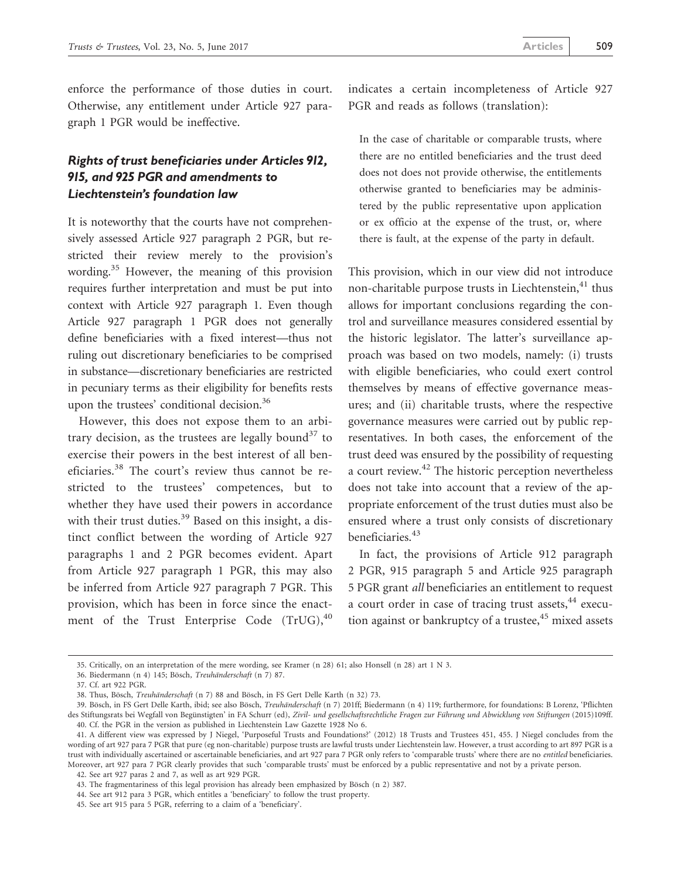enforce the performance of those duties in court. Otherwise, any entitlement under Article 927 paragraph 1 PGR would be ineffective.

### Rights of trust beneficiaries under Articles 912, 915, and 925 PGR and amendments to Liechtenstein's foundation law

It is noteworthy that the courts have not comprehensively assessed Article 927 paragraph 2 PGR, but restricted their review merely to the provision's wording.[35] However, the meaning of this provision requires further interpretation and must be put into context with Article 927 paragraph 1. Even though Article 927 paragraph 1 PGR does not generally define beneficiaries with a fixed interest—thus not ruling out discretionary beneficiaries to be comprised in substance—discretionary beneficiaries are restricted in pecuniary terms as their eligibility for benefits rests upon the trustees' conditional decision.[36]

However, this does not expose them to an arbitrary decision, as the trustees are legally bound[37] to exercise their powers in the best interest of all beneficiaries.[38] The court's review thus cannot be restricted to the trustees' competences, but to whether they have used their powers in accordance with their trust duties.[39] Based on this insight, a distinct conflict between the wording of Article 927 paragraphs 1 and 2 PGR becomes evident. Apart from Article 927 paragraph 1 PGR, this may also be inferred from Article 927 paragraph 7 PGR. This provision, which has been in force since the enactment of the Trust Enterprise Code (TrUG),[40] indicates a certain incompleteness of Article 927 PGR and reads as follows (translation):

> In the case of charitable or comparable trusts, where there are no entitled beneficiaries and the trust deed does not does not provide otherwise, the entitlements otherwise granted to beneficiaries may be administered by the public representative upon application or ex officio at the expense of the trust, or, where there is fault, at the expense of the party in default.

This provision, which in our view did not introduce non-charitable purpose trusts in Liechtenstein,[41] thus allows for important conclusions regarding the control and surveillance measures considered essential by the historic legislator. The latter's surveillance approach was based on two models, namely: (i) trusts with eligible beneficiaries, who could exert control themselves by means of effective governance measures; and (ii) charitable trusts, where the respective governance measures were carried out by public representatives. In both cases, the enforcement of the trust deed was ensured by the possibility of requesting a court review.[42] The historic perception nevertheless does not take into account that a review of the appropriate enforcement of the trust duties must also be ensured where a trust only consists of discretionary beneficiaries.[43]

In fact, the provisions of Article 912 paragraph 2 PGR, 915 paragraph 5 and Article 925 paragraph 5 PGR grant *all* beneficiaries an entitlement to request a court order in case of tracing trust assets,[44] execution against or bankruptcy of a trustee,[45] mixed assets

---

35. Critically, on an interpretation of the mere wording, see Kramer (n 28) 61; also Honsell (n 28) art 1 N 3.

36. Biedermann (n 4) 145; Bösch, *Treuhänderschaft* (n 7) 87.

37. Cf. art 922 PGR.

38. Thus, Bösch, *Treuhänderschaft* (n 7) 88 and Bösch, in FS Gert Delle Karth (n 32) 73.

39. Bösch, in FS Gert Delle Karth, ibid; see also Bösch, *Treuhänderschaft* (n 7) 201ff; Biedermann (n 4) 119; furthermore, for foundations: B Lorenz, 'Pflichten des Stiftungsrats bei Wegfall von Begünstigten' in FA Schurr (ed), *Zivil- und gesellschaftsrechtliche Fragen zur Führung und Abwicklung von Stiftungen* (2015)109ff.

40. Cf. the PGR in the version as published in Liechtenstein Law Gazette 1928 No 6.

41. A different view was expressed by J Niegel, 'Purposeful Trusts and Foundations?' (2012) 18 Trusts and Trustees 451, 455. J Niegel concludes from the wording of art 927 para 7 PGR that pure (eg non-charitable) purpose trusts are lawful trusts under Liechtenstein law. However, a trust according to art 897 PGR is a trust with individually ascertained or ascertainable beneficiaries, and art 927 para 7 PGR only refers to 'comparable trusts' where there are no *entitled* beneficiaries. Moreover, art 927 para 7 PGR clearly provides that such 'comparable trusts' must be enforced by a public representative and not by a private person.

42. See art 927 paras 2 and 7, as well as art 929 PGR.

43. The fragmentariness of this legal provision has already been emphasized by Bösch (n 2) 387.

44. See art 912 para 3 PGR, which entitles a 'beneficiary' to follow the trust property.

45. See art 915 para 5 PGR, referring to a claim of a 'beneficiary'.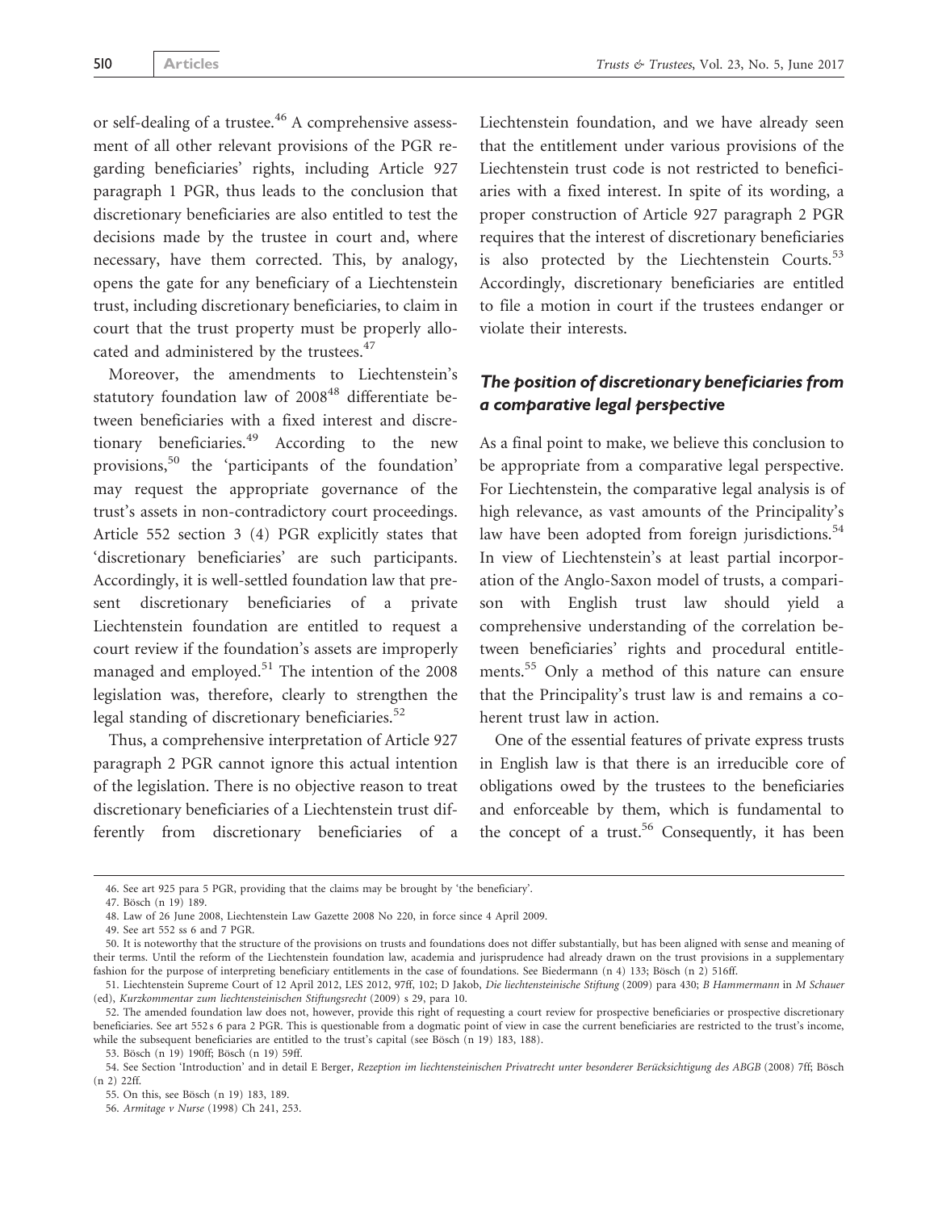or self-dealing of a trustee.[46] A comprehensive assessment of all other relevant provisions of the PGR regarding beneficiaries' rights, including Article 927 paragraph 1 PGR, thus leads to the conclusion that discretionary beneficiaries are also entitled to test the decisions made by the trustee in court and, where necessary, have them corrected. This, by analogy, opens the gate for any beneficiary of a Liechtenstein trust, including discretionary beneficiaries, to claim in court that the trust property must be properly allocated and administered by the trustees.[47]

Moreover, the amendments to Liechtenstein's statutory foundation law of 2008[48] differentiate between beneficiaries with a fixed interest and discretionary beneficiaries.[49] According to the new provisions,[50] the 'participants of the foundation' may request the appropriate governance of the trust's assets in non-contradictory court proceedings. Article 552 section 3 (4) PGR explicitly states that 'discretionary beneficiaries' are such participants. Accordingly, it is well-settled foundation law that present discretionary beneficiaries of a private Liechtenstein foundation are entitled to request a court review if the foundation's assets are improperly managed and employed.[51] The intention of the 2008 legislation was, therefore, clearly to strengthen the legal standing of discretionary beneficiaries.[52]

Thus, a comprehensive interpretation of Article 927 paragraph 2 PGR cannot ignore this actual intention of the legislation. There is no objective reason to treat discretionary beneficiaries of a Liechtenstein trust differently from discretionary beneficiaries of a Liechtenstein foundation, and we have already seen that the entitlement under various provisions of the Liechtenstein trust code is not restricted to beneficiaries with a fixed interest. In spite of its wording, a proper construction of Article 927 paragraph 2 PGR requires that the interest of discretionary beneficiaries is also protected by the Liechtenstein Courts.[53] Accordingly, discretionary beneficiaries are entitled to file a motion in court if the trustees endanger or violate their interests.

## *The position of discretionary beneficiaries from a comparative legal perspective*

As a final point to make, we believe this conclusion to be appropriate from a comparative legal perspective. For Liechtenstein, the comparative legal analysis is of high relevance, as vast amounts of the Principality's law have been adopted from foreign jurisdictions.[54] In view of Liechtenstein's at least partial incorporation of the Anglo-Saxon model of trusts, a comparison with English trust law should yield a comprehensive understanding of the correlation between beneficiaries' rights and procedural entitlements.[55] Only a method of this nature can ensure that the Principality's trust law is and remains a coherent trust law in action.

One of the essential features of private express trusts in English law is that there is an irreducible core of obligations owed by the trustees to the beneficiaries and enforceable by them, which is fundamental to the concept of a trust.[56] Consequently, it has been

---

46. See art 925 para 5 PGR, providing that the claims may be brought by 'the beneficiary'.

47. Bösch (n 19) 189.

48. Law of 26 June 2008, Liechtenstein Law Gazette 2008 No 220, in force since 4 April 2009.

49. See art 552 ss 6 and 7 PGR.

50. It is noteworthy that the structure of the provisions on trusts and foundations does not differ substantially, but has been aligned with sense and meaning of their terms. Until the reform of the Liechtenstein foundation law, academia and jurisprudence had already drawn on the trust provisions in a supplementary fashion for the purpose of interpreting beneficiary entitlements in the case of foundations. See Biedermann (n 4) 133; Bösch (n 2) 516ff.

51. Liechtenstein Supreme Court of 12 April 2012, LES 2012, 97ff, 102; D Jakob, *Die liechtensteinische Stiftung* (2009) para 430; *B Hammermann* in *M Schauer* (ed), *Kurzkommentar zum liechtensteinischen Stiftungsrecht* (2009) s 29, para 10.

52. The amended foundation law does not, however, provide this right of requesting a court review for prospective beneficiaries or prospective discretionary beneficiaries. See art 552 s 6 para 2 PGR. This is questionable from a dogmatic point of view in case the current beneficiaries are restricted to the trust's income, while the subsequent beneficiaries are entitled to the trust's capital (see Bösch (n 19) 183, 188).

53. Bösch (n 19) 190ff; Bösch (n 19) 59ff.

54. See Section 'Introduction' and in detail E Berger, *Rezeption im liechtensteinischen Privatrecht unter besonderer Berücksichtigung des ABGB* (2008) 7ff; Bösch (n 2) 22ff.

55. On this, see Bösch (n 19) 183, 189.

56. *Armitage v Nurse* (1998) Ch 241, 253.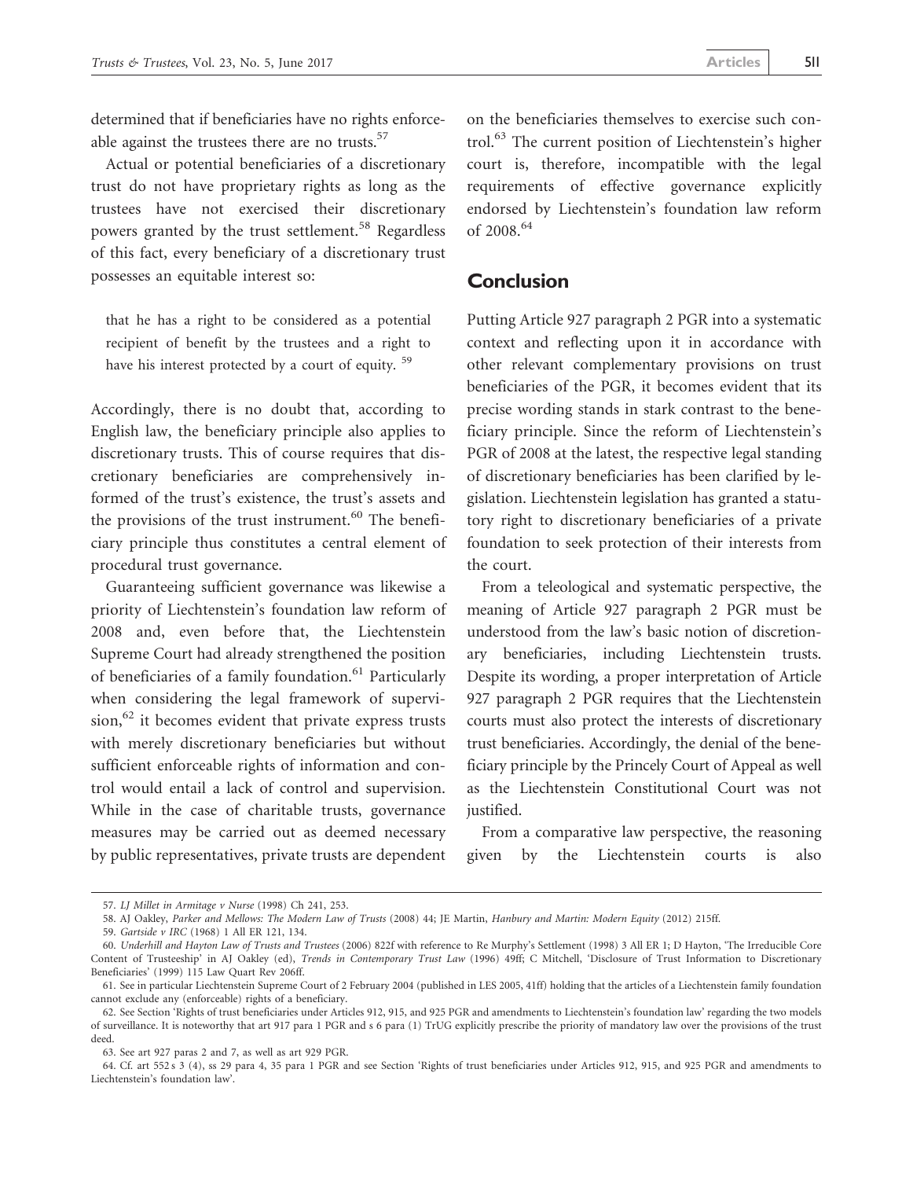determined that if beneficiaries have no rights enforceable against the trustees there are no trusts.[57]

Actual or potential beneficiaries of a discretionary trust do not have proprietary rights as long as the trustees have not exercised their discretionary powers granted by the trust settlement.[58] Regardless of this fact, every beneficiary of a discretionary trust possesses an equitable interest so:

> that he has a right to be considered as a potential recipient of benefit by the trustees and a right to have his interest protected by a court of equity. [59]

Accordingly, there is no doubt that, according to English law, the beneficiary principle also applies to discretionary trusts. This of course requires that discretionary beneficiaries are comprehensively informed of the trust's existence, the trust's assets and the provisions of the trust instrument.[60] The beneficiary principle thus constitutes a central element of procedural trust governance.

Guaranteeing sufficient governance was likewise a priority of Liechtenstein's foundation law reform of 2008 and, even before that, the Liechtenstein Supreme Court had already strengthened the position of beneficiaries of a family foundation.[61] Particularly when considering the legal framework of supervision,[62] it becomes evident that private express trusts with merely discretionary beneficiaries but without sufficient enforceable rights of information and control would entail a lack of control and supervision. While in the case of charitable trusts, governance measures may be carried out as deemed necessary by public representatives, private trusts are dependent on the beneficiaries themselves to exercise such control.[63] The current position of Liechtenstein's higher court is, therefore, incompatible with the legal requirements of effective governance explicitly endorsed by Liechtenstein's foundation law reform of 2008.[64]

## Conclusion

Putting Article 927 paragraph 2 PGR into a systematic context and reflecting upon it in accordance with other relevant complementary provisions on trust beneficiaries of the PGR, it becomes evident that its precise wording stands in stark contrast to the beneficiary principle. Since the reform of Liechtenstein's PGR of 2008 at the latest, the respective legal standing of discretionary beneficiaries has been clarified by legislation. Liechtenstein legislation has granted a statutory right to discretionary beneficiaries of a private foundation to seek protection of their interests from the court.

From a teleological and systematic perspective, the meaning of Article 927 paragraph 2 PGR must be understood from the law's basic notion of discretionary beneficiaries, including Liechtenstein trusts. Despite its wording, a proper interpretation of Article 927 paragraph 2 PGR requires that the Liechtenstein courts must also protect the interests of discretionary trust beneficiaries. Accordingly, the denial of the beneficiary principle by the Princely Court of Appeal as well as the Liechtenstein Constitutional Court was not justified.

From a comparative law perspective, the reasoning given by the Liechtenstein courts is also

---

57. *LJ Millet in Armitage v Nurse* (1998) Ch 241, 253.

58. AJ Oakley, *Parker and Mellows: The Modern Law of Trusts* (2008) 44; JE Martin, *Hanbury and Martin: Modern Equity* (2012) 215ff.

59. *Gartside v IRC* (1968) 1 All ER 121, 134.

60. *Underhill and Hayton Law of Trusts and Trustees* (2006) 822f with reference to Re Murphy's Settlement (1998) 3 All ER 1; D Hayton, 'The Irreducible Core Content of Trusteeship' in AJ Oakley (ed), *Trends in Contemporary Trust Law* (1996) 49ff; C Mitchell, 'Disclosure of Trust Information to Discretionary Beneficiaries' (1999) 115 Law Quart Rev 206ff.

61. See in particular Liechtenstein Supreme Court of 2 February 2004 (published in LES 2005, 41ff) holding that the articles of a Liechtenstein family foundation cannot exclude any (enforceable) rights of a beneficiary.

62. See Section 'Rights of trust beneficiaries under Articles 912, 915, and 925 PGR and amendments to Liechtenstein's foundation law' regarding the two models of surveillance. It is noteworthy that art 917 para 1 PGR and s 6 para (1) TrUG explicitly prescribe the priority of mandatory law over the provisions of the trust deed.

63. See art 927 paras 2 and 7, as well as art 929 PGR.

64. Cf. art 552 s 3 (4), ss 29 para 4, 35 para 1 PGR and see Section 'Rights of trust beneficiaries under Articles 912, 915, and 925 PGR and amendments to Liechtenstein's foundation law'.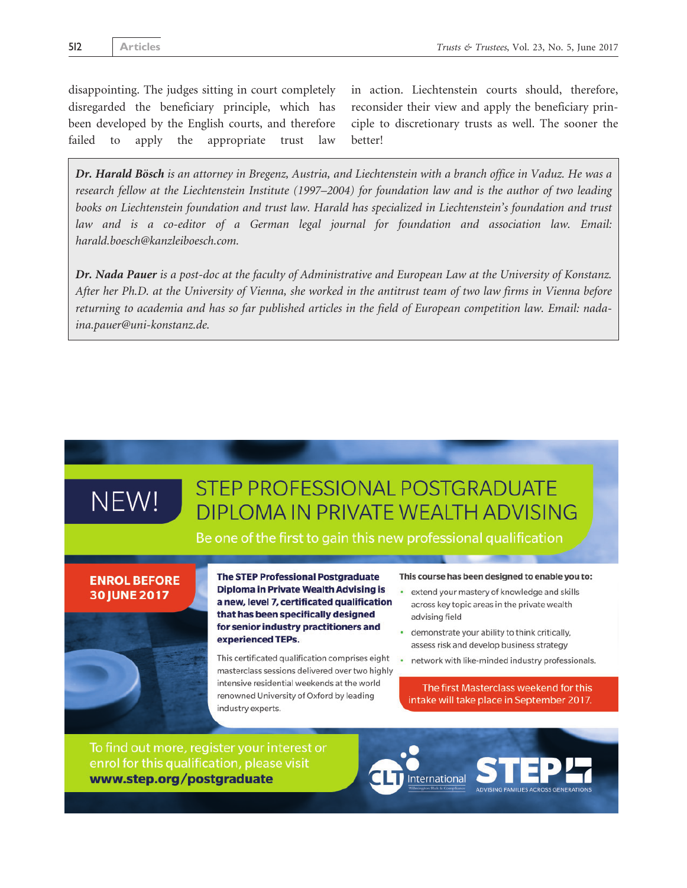disappointing. The judges sitting in court completely disregarded the beneficiary principle, which has been developed by the English courts, and therefore failed to apply the appropriate trust law in action. Liechtenstein courts should, therefore, reconsider their view and apply the beneficiary principle to discretionary trusts as well. The sooner the better!

***Dr. Harald Bösch*** *is an attorney in Bregenz, Austria, and Liechtenstein with a branch office in Vaduz. He was a research fellow at the Liechtenstein Institute (1997–2004) for foundation law and is the author of two leading books on Liechtenstein foundation and trust law. Harald has specialized in Liechtenstein's foundation and trust law and is a co-editor of a German legal journal for foundation and association law. Email: harald.boesch@kanzleiboesch.com.*

***Dr. Nada Pauer*** *is a post-doc at the faculty of Administrative and European Law at the University of Konstanz. After her Ph.D. at the University of Vienna, she worked in the antitrust team of two law firms in Vienna before returning to academia and has so far published articles in the field of European competition law. Email: nada-ina.pauer@uni-konstanz.de.*

NEW!

STEP PROFESSIONAL POSTGRADUATE DIPLOMA IN PRIVATE WEALTH ADVISING

Be one of the first to gain this new professional qualification

**ENROL BEFORE 30 JUNE 2017**

**The STEP Professional Postgraduate Diploma in Private Wealth Advising is a new, level 7, certificated qualification that has been specifically designed for senior industry practitioners and experienced TEPs.**

This certificated qualification comprises eight masterclass sessions delivered over two highly intensive residential weekends at the world renowned University of Oxford by leading industry experts.

**This course has been designed to enable you to:**

- extend your mastery of knowledge and skills across key topic areas in the private wealth advising field
- demonstrate your ability to think critically, assess risk and develop business strategy
- network with like-minded industry professionals.

The first Masterclass weekend for this intake will take place in September 2017.

To find out more, register your interest or enrol for this qualification, please visit **www.step.org/postgraduate**

CLT International

STEP ADVISING FAMILIES ACROSS GENERATIONS